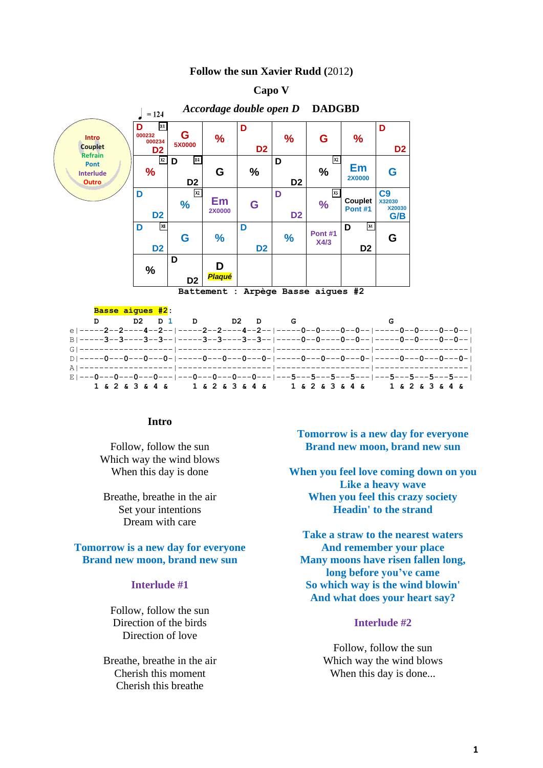**Follow the sun Xavier Rudd** (2012)

**Capo V**

♩ = 124 *Accordage double open D* **DADGBD**

Intro / Couplet / Refrain / Pont / Interlude / Outro

| | | | | | | | |
|---|---|---|---|---|---|---|---|
| D X4 000232 000234 D2 | G 5X0000 | % | D D2 | % | G | % | D D2 |
| % X2 | D X4 D2 | G | % | D D2 | % X2 | Em 2X0000 | G |
| D D2 | % X2 | Em 2X0000 | G | D D2 | % X3 | Couplet Pont #1 | C9 X32030 X20030 G/B |
| D X8 D2 | G | % | D D2 | % | Pont #1 X4/3 | D X4 D2 | G |
| % | D D2 | D *Plaqué* | | | | | |

Battement : Arpège Basse aigues #2

**Basse aigues #2**:

```
     D         D2    D 1       D         D2    D         G                   G
e|-----2--2----4--2--|-----2--2----4--2--|------0--0----0--0--|------0--0----0--0--|
B|-----3--3----3--3--|-----3--3----3--3--|------0--0----0--0--|------0--0----0--0--|
G|-------------------|-------------------|-------------------|-------------------|
D|-----0---0---0---0-|-----0---0---0---0-|------0---0---0---0-|------0---0---0---0-|
A|-------------------|-------------------|-------------------|-------------------|
E|---0---0---0---0---|---0---0---0---0---|---5---5---5---5---|---5---5---5---5---|
     1 & 2 & 3 & 4 &     1 & 2 & 3 & 4 &     1 & 2 & 3 & 4 &     1 & 2 & 3 & 4 &
```

**Intro**

Follow, follow the sun
Which way the wind blows
When this day is done

Breathe, breathe in the air
Set your intentions
Dream with care

**Tomorrow is a new day for everyone**
**Brand new moon, brand new sun**

**Interlude #1**

Follow, follow the sun
Direction of the birds
Direction of love

Breathe, breathe in the air
Cherish this moment
Cherish this breathe

**Tomorrow is a new day for everyone**
**Brand new moon, brand new sun**

**When you feel love coming down on you**
**Like a heavy wave**
**When you feel this crazy society**
**Headin' to the strand**

**Take a straw to the nearest waters**
**And remember your place**
**Many moons have risen fallen long,**
**long before you've came**
**So which way is the wind blowin'**
**And what does your heart say?**

**Interlude #2**

Follow, follow the sun
Which way the wind blows
When this day is done...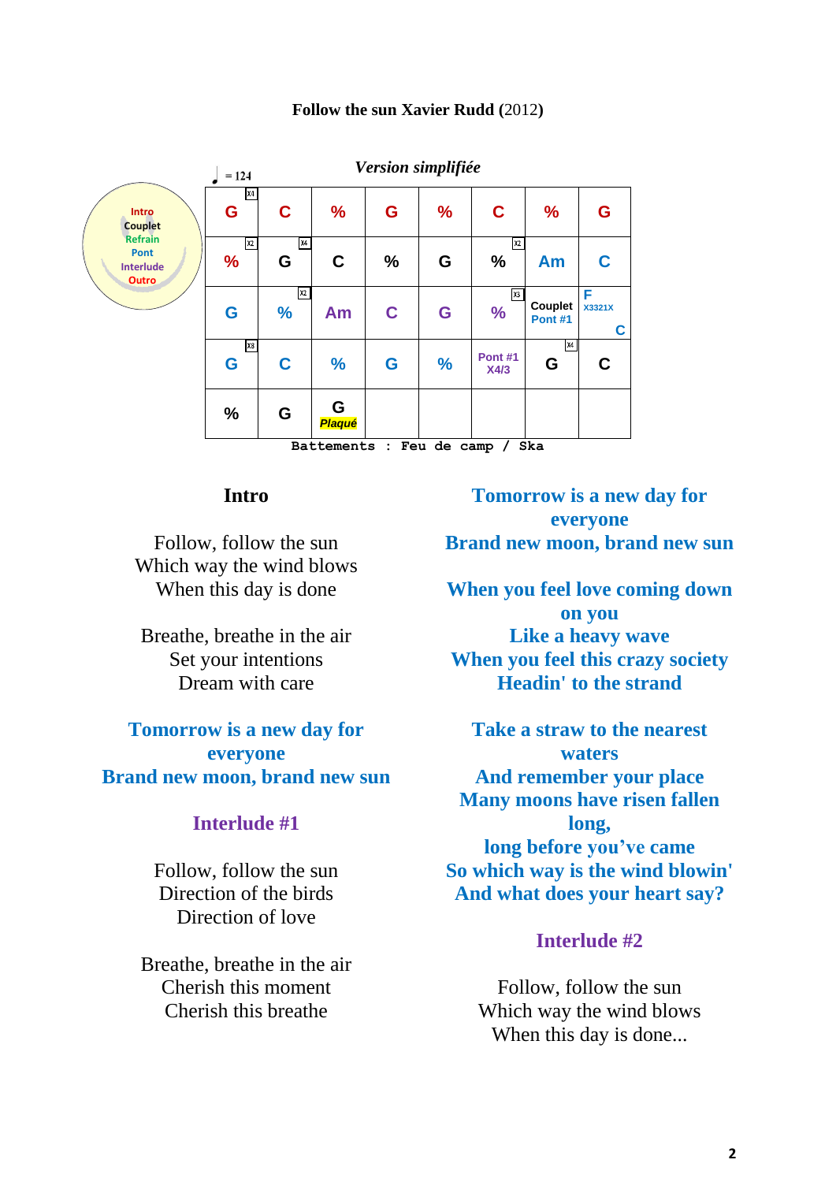**Follow the sun Xavier Rudd (2012)**

*Version simplifiée*

♩ = 124

Intro
Couplet
Refrain
Pont
Interlude
Outro

| | | | | | | | |
|---|---|---|---|---|---|---|---|
| X4 G | C | % | G | % | C | % | G |
| X2 % | X4 G | C | % | G | X2 % | Am | C |
| G | X2 % | Am | C | G | X3 % | Couplet Pont #1 | F X3321X C |
| X8 G | C | % | G | % | Pont #1 X4/3 | X4 G | C |
| % | G | G *Plaqué* | | | | | |

```
Battements : Feu de camp / Ska
```

**Intro**

Follow, follow the sun
Which way the wind blows
When this day is done

Breathe, breathe in the air
Set your intentions
Dream with care

**Tomorrow is a new day for everyone**
**Brand new moon, brand new sun**

**Interlude #1**

Follow, follow the sun
Direction of the birds
Direction of love

Breathe, breathe in the air
Cherish this moment
Cherish this breathe

**Tomorrow is a new day for everyone**
**Brand new moon, brand new sun**

**When you feel love coming down on you**
**Like a heavy wave**
**When you feel this crazy society**
**Headin' to the strand**

**Take a straw to the nearest waters**
**And remember your place**
**Many moons have risen fallen long,**
**long before you've came**
**So which way is the wind blowin'**
**And what does your heart say?**

**Interlude #2**

Follow, follow the sun
Which way the wind blows
When this day is done...